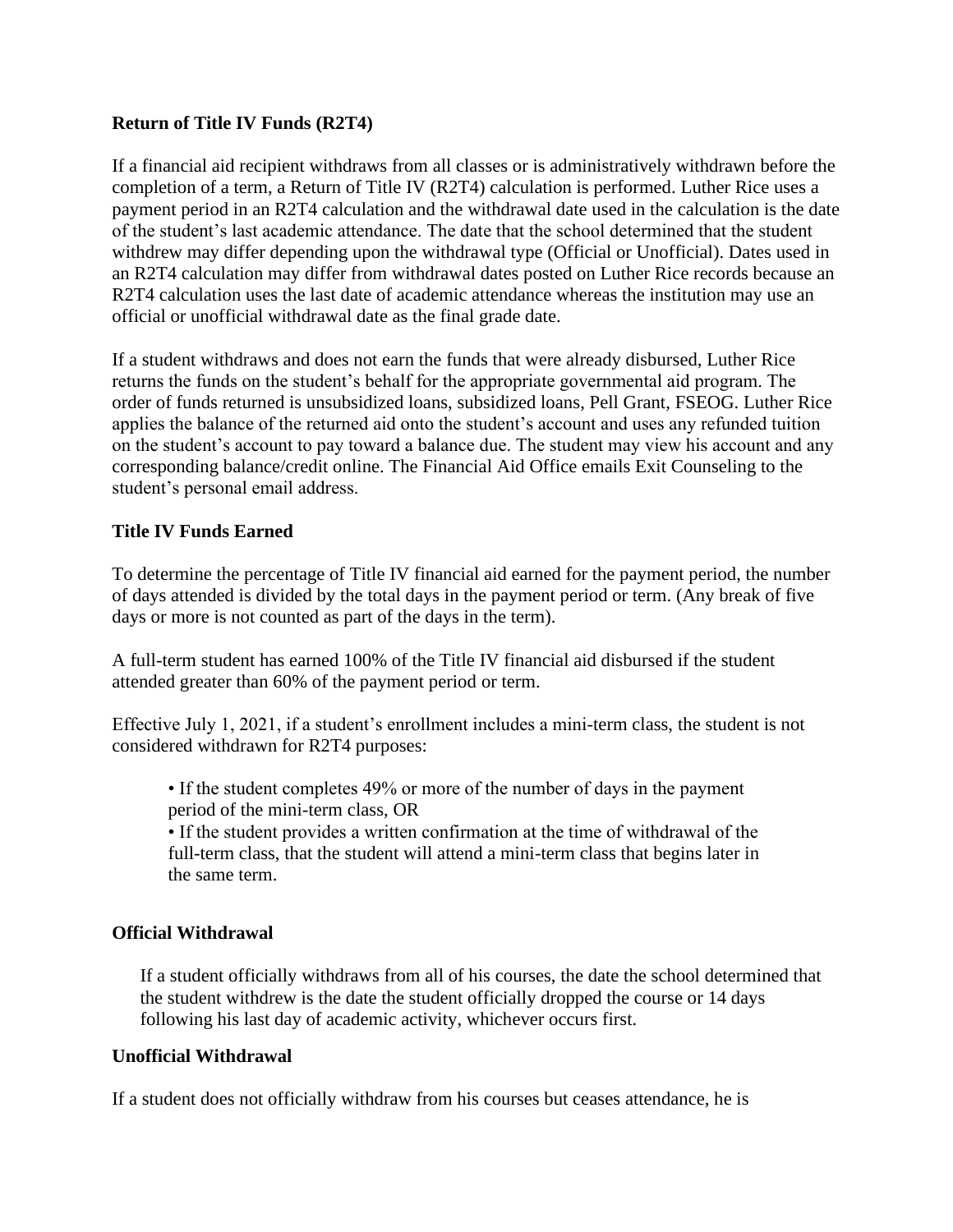**Return of Title IV Funds (R2T4)**

If a financial aid recipient withdraws from all classes or is administratively withdrawn before the completion of a term, a Return of Title IV (R2T4) calculation is performed. Luther Rice uses a payment period in an R2T4 calculation and the withdrawal date used in the calculation is the date of the student's last academic attendance. The date that the school determined that the student withdrew may differ depending upon the withdrawal type (Official or Unofficial). Dates used in an R2T4 calculation may differ from withdrawal dates posted on Luther Rice records because an R2T4 calculation uses the last date of academic attendance whereas the institution may use an official or unofficial withdrawal date as the final grade date.

If a student withdraws and does not earn the funds that were already disbursed, Luther Rice returns the funds on the student's behalf for the appropriate governmental aid program. The order of funds returned is unsubsidized loans, subsidized loans, Pell Grant, FSEOG. Luther Rice applies the balance of the returned aid onto the student's account and uses any refunded tuition on the student's account to pay toward a balance due. The student may view his account and any corresponding balance/credit online. The Financial Aid Office emails Exit Counseling to the student's personal email address.

**Title IV Funds Earned**

To determine the percentage of Title IV financial aid earned for the payment period, the number of days attended is divided by the total days in the payment period or term. (Any break of five days or more is not counted as part of the days in the term).

A full-term student has earned 100% of the Title IV financial aid disbursed if the student attended greater than 60% of the payment period or term.

Effective July 1, 2021, if a student's enrollment includes a mini-term class, the student is not considered withdrawn for R2T4 purposes:

- If the student completes 49% or more of the number of days in the payment period of the mini-term class, OR
- If the student provides a written confirmation at the time of withdrawal of the full-term class, that the student will attend a mini-term class that begins later in the same term.

**Official Withdrawal**

If a student officially withdraws from all of his courses, the date the school determined that the student withdrew is the date the student officially dropped the course or 14 days following his last day of academic activity, whichever occurs first.

**Unofficial Withdrawal**

If a student does not officially withdraw from his courses but ceases attendance, he is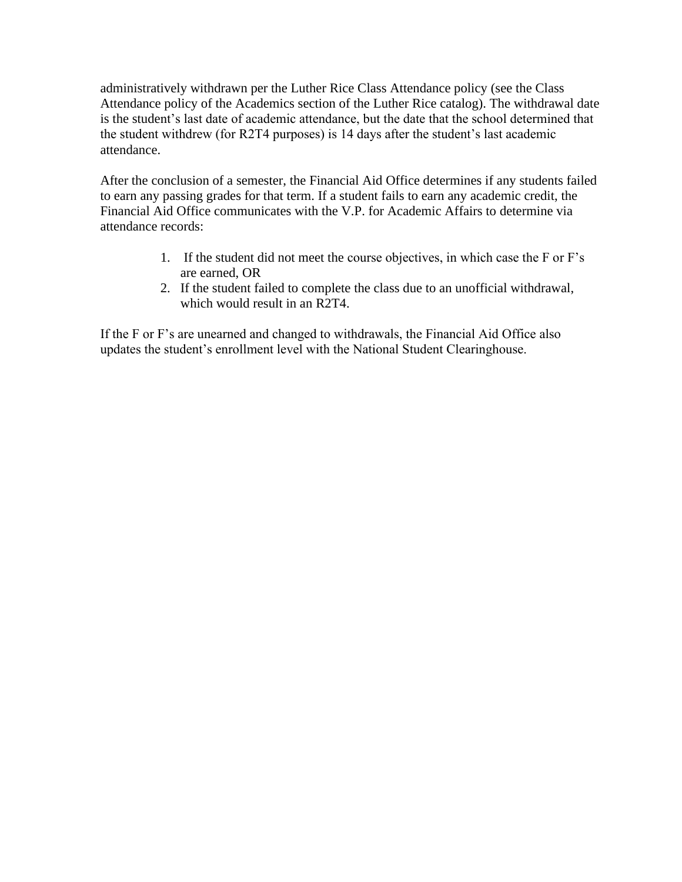administratively withdrawn per the Luther Rice Class Attendance policy (see the Class Attendance policy of the Academics section of the Luther Rice catalog). The withdrawal date is the student's last date of academic attendance, but the date that the school determined that the student withdrew (for R2T4 purposes) is 14 days after the student's last academic attendance.

After the conclusion of a semester, the Financial Aid Office determines if any students failed to earn any passing grades for that term. If a student fails to earn any academic credit, the Financial Aid Office communicates with the V.P. for Academic Affairs to determine via attendance records:

1. If the student did not meet the course objectives, in which case the F or F's are earned, OR
2. If the student failed to complete the class due to an unofficial withdrawal, which would result in an R2T4.

If the F or F's are unearned and changed to withdrawals, the Financial Aid Office also updates the student's enrollment level with the National Student Clearinghouse.